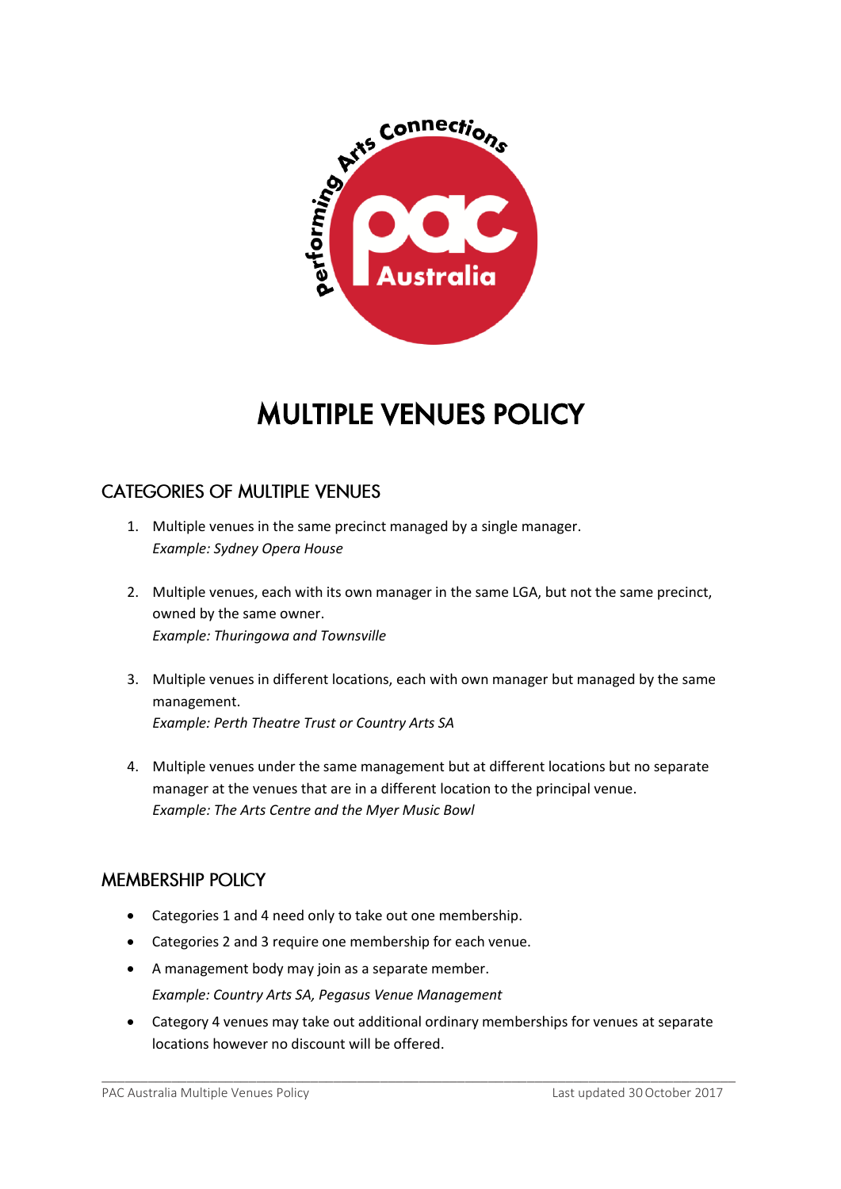# MULTIPLE VENUES POLICY

## CATEGORIES OF MULTIPLE VENUES

1. Multiple venues in the same precinct managed by a single manager.
   *Example: Sydney Opera House*

2. Multiple venues, each with its own manager in the same LGA, but not the same precinct, owned by the same owner.
   *Example: Thuringowa and Townsville*

3. Multiple venues in different locations, each with own manager but managed by the same management.
   *Example: Perth Theatre Trust or Country Arts SA*

4. Multiple venues under the same management but at different locations but no separate manager at the venues that are in a different location to the principal venue.
   *Example: The Arts Centre and the Myer Music Bowl*

## MEMBERSHIP POLICY

- Categories 1 and 4 need only to take out one membership.
- Categories 2 and 3 require one membership for each venue.
- A management body may join as a separate member.
  *Example: Country Arts SA, Pegasus Venue Management*
- Category 4 venues may take out additional ordinary memberships for venues at separate locations however no discount will be offered.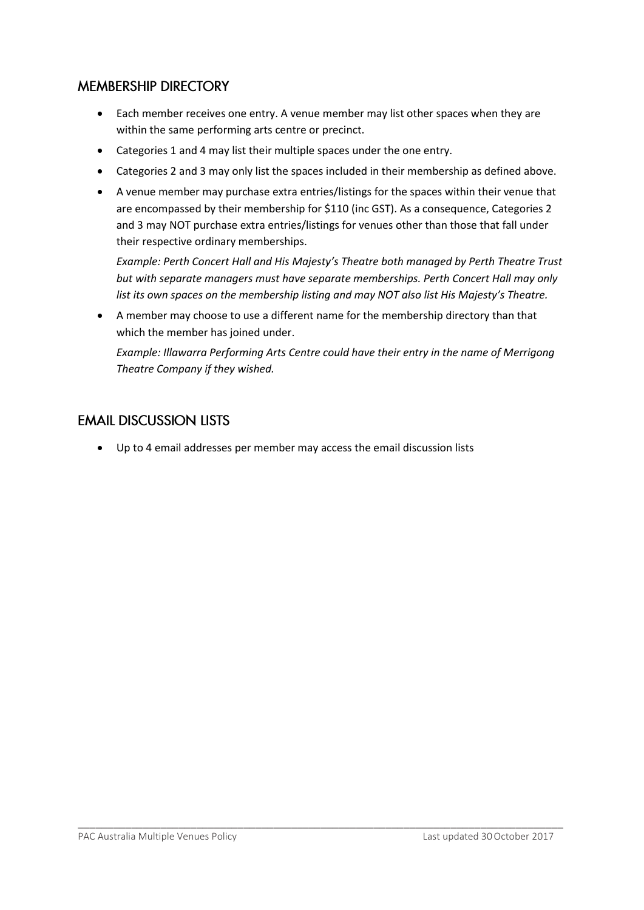## MEMBERSHIP DIRECTORY

- Each member receives one entry. A venue member may list other spaces when they are within the same performing arts centre or precinct.
- Categories 1 and 4 may list their multiple spaces under the one entry.
- Categories 2 and 3 may only list the spaces included in their membership as defined above.
- A venue member may purchase extra entries/listings for the spaces within their venue that are encompassed by their membership for $110 (inc GST). As a consequence, Categories 2 and 3 may NOT purchase extra entries/listings for venues other than those that fall under their respective ordinary memberships.

  *Example: Perth Concert Hall and His Majesty's Theatre both managed by Perth Theatre Trust but with separate managers must have separate memberships. Perth Concert Hall may only list its own spaces on the membership listing and may NOT also list His Majesty's Theatre.*

- A member may choose to use a different name for the membership directory than that which the member has joined under.

  *Example: Illawarra Performing Arts Centre could have their entry in the name of Merrigong Theatre Company if they wished.*

## EMAIL DISCUSSION LISTS

- Up to 4 email addresses per member may access the email discussion lists